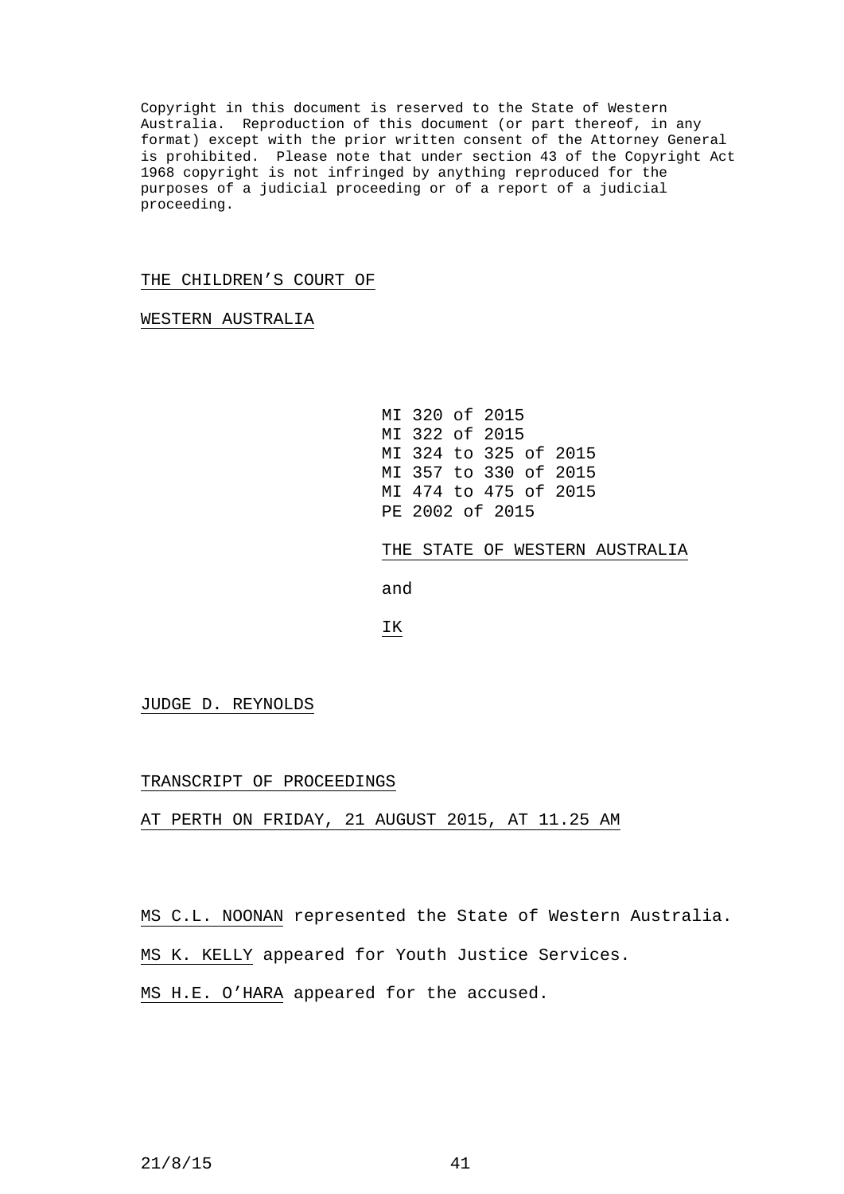Copyright in this document is reserved to the State of Western Australia. Reproduction of this document (or part thereof, in any format) except with the prior written consent of the Attorney General is prohibited. Please note that under section 43 of the Copyright Act 1968 copyright is not infringed by anything reproduced for the purposes of a judicial proceeding or of a report of a judicial proceeding.

THE CHILDREN'S COURT OF

WESTERN AUSTRALIA

MI 320 of 2015
MI 322 of 2015
MI 324 to 325 of 2015
MI 357 to 330 of 2015
MI 474 to 475 of 2015
PE 2002 of 2015

THE STATE OF WESTERN AUSTRALIA

and

IK

JUDGE D. REYNOLDS

TRANSCRIPT OF PROCEEDINGS

AT PERTH ON FRIDAY, 21 AUGUST 2015, AT 11.25 AM

MS C.L. NOONAN represented the State of Western Australia.

MS K. KELLY appeared for Youth Justice Services.

MS H.E. O'HARA appeared for the accused.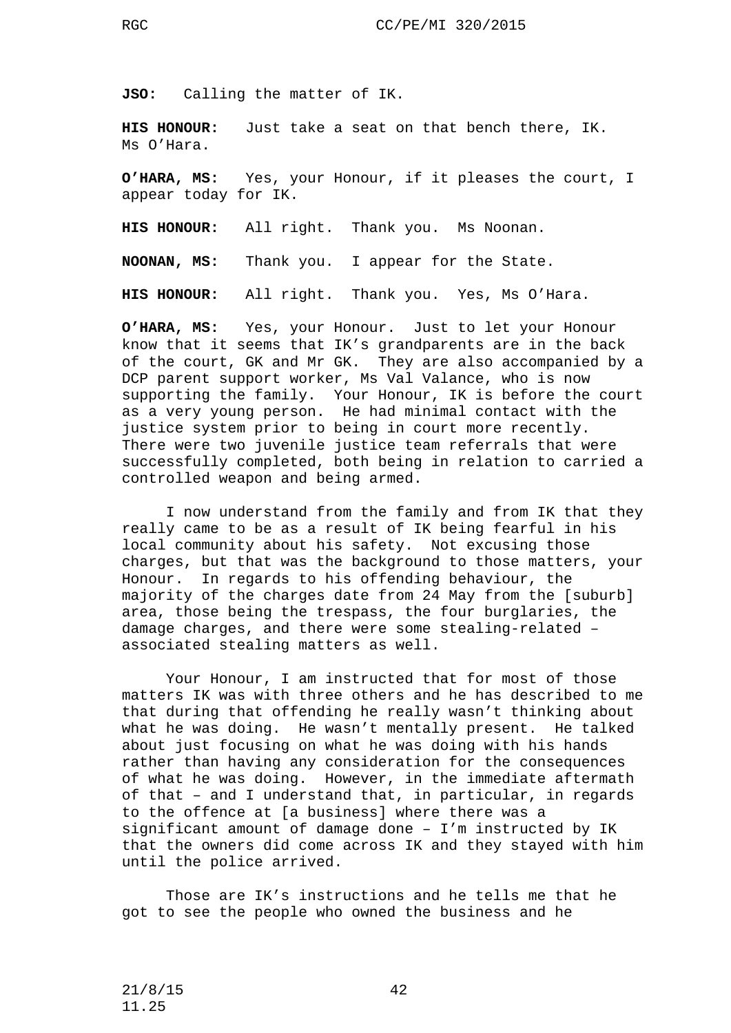**JSO:** Calling the matter of IK.

**HIS HONOUR:** Just take a seat on that bench there, IK. Ms O'Hara.

**O'HARA, MS:** Yes, your Honour, if it pleases the court, I appear today for IK.

**HIS HONOUR:** All right. Thank you. Ms Noonan.

**NOONAN, MS:** Thank you. I appear for the State.

**HIS HONOUR:** All right. Thank you. Yes, Ms O'Hara.

**O'HARA, MS:** Yes, your Honour. Just to let your Honour know that it seems that IK's grandparents are in the back of the court, GK and Mr GK. They are also accompanied by a DCP parent support worker, Ms Val Valance, who is now supporting the family. Your Honour, IK is before the court as a very young person. He had minimal contact with the justice system prior to being in court more recently. There were two juvenile justice team referrals that were successfully completed, both being in relation to carried a controlled weapon and being armed.

I now understand from the family and from IK that they really came to be as a result of IK being fearful in his local community about his safety. Not excusing those charges, but that was the background to those matters, your Honour. In regards to his offending behaviour, the majority of the charges date from 24 May from the [suburb] area, those being the trespass, the four burglaries, the damage charges, and there were some stealing-related – associated stealing matters as well.

Your Honour, I am instructed that for most of those matters IK was with three others and he has described to me that during that offending he really wasn't thinking about what he was doing. He wasn't mentally present. He talked about just focusing on what he was doing with his hands rather than having any consideration for the consequences of what he was doing. However, in the immediate aftermath of that – and I understand that, in particular, in regards to the offence at [a business] where there was a significant amount of damage done – I'm instructed by IK that the owners did come across IK and they stayed with him until the police arrived.

Those are IK's instructions and he tells me that he got to see the people who owned the business and he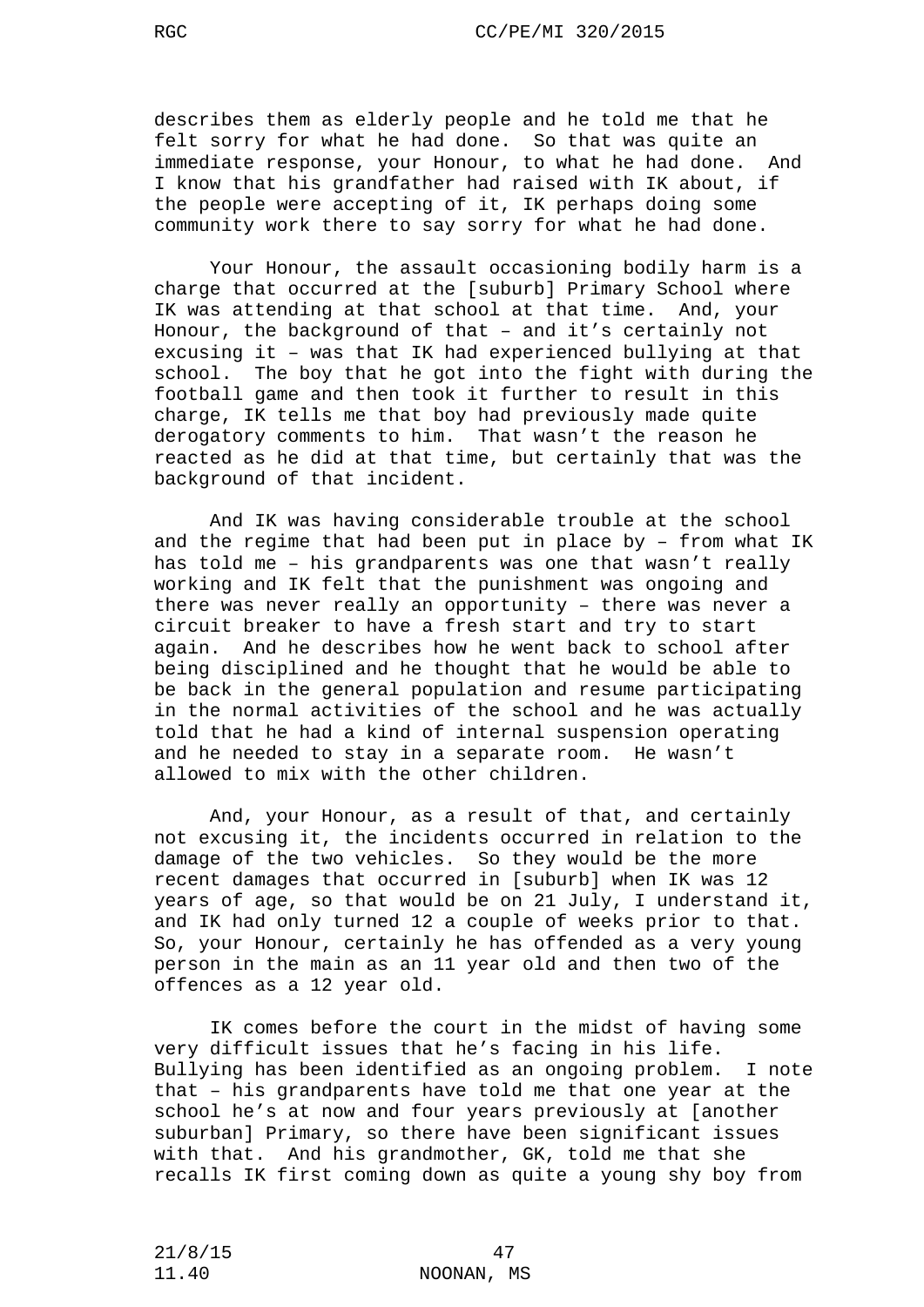describes them as elderly people and he told me that he felt sorry for what he had done. So that was quite an immediate response, your Honour, to what he had done. And I know that his grandfather had raised with IK about, if the people were accepting of it, IK perhaps doing some community work there to say sorry for what he had done.

Your Honour, the assault occasioning bodily harm is a charge that occurred at the [suburb] Primary School where IK was attending at that school at that time. And, your Honour, the background of that – and it's certainly not excusing it – was that IK had experienced bullying at that school. The boy that he got into the fight with during the football game and then took it further to result in this charge, IK tells me that boy had previously made quite derogatory comments to him. That wasn't the reason he reacted as he did at that time, but certainly that was the background of that incident.

And IK was having considerable trouble at the school and the regime that had been put in place by – from what IK has told me – his grandparents was one that wasn't really working and IK felt that the punishment was ongoing and there was never really an opportunity – there was never a circuit breaker to have a fresh start and try to start again. And he describes how he went back to school after being disciplined and he thought that he would be able to be back in the general population and resume participating in the normal activities of the school and he was actually told that he had a kind of internal suspension operating and he needed to stay in a separate room. He wasn't allowed to mix with the other children.

And, your Honour, as a result of that, and certainly not excusing it, the incidents occurred in relation to the damage of the two vehicles. So they would be the more recent damages that occurred in [suburb] when IK was 12 years of age, so that would be on 21 July, I understand it, and IK had only turned 12 a couple of weeks prior to that. So, your Honour, certainly he has offended as a very young person in the main as an 11 year old and then two of the offences as a 12 year old.

IK comes before the court in the midst of having some very difficult issues that he's facing in his life. Bullying has been identified as an ongoing problem. I note that – his grandparents have told me that one year at the school he's at now and four years previously at [another suburban] Primary, so there have been significant issues with that. And his grandmother, GK, told me that she recalls IK first coming down as quite a young shy boy from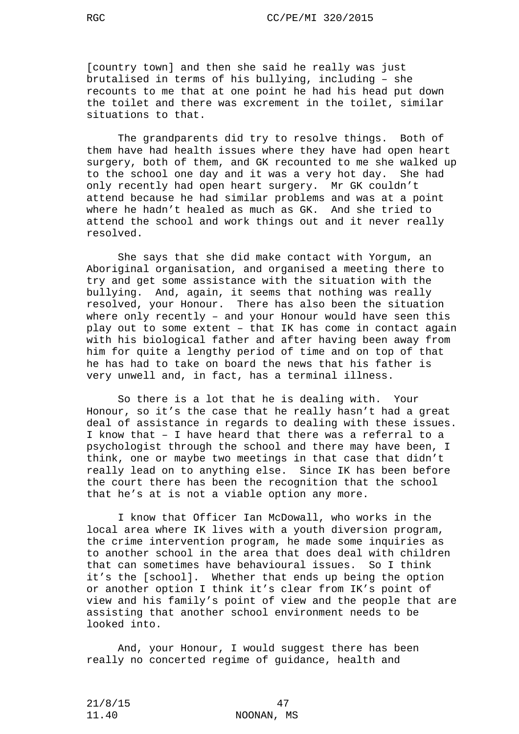[country town] and then she said he really was just brutalised in terms of his bullying, including – she recounts to me that at one point he had his head put down the toilet and there was excrement in the toilet, similar situations to that.

The grandparents did try to resolve things. Both of them have had health issues where they have had open heart surgery, both of them, and GK recounted to me she walked up to the school one day and it was a very hot day. She had only recently had open heart surgery. Mr GK couldn't attend because he had similar problems and was at a point where he hadn't healed as much as GK. And she tried to attend the school and work things out and it never really resolved.

She says that she did make contact with Yorgum, an Aboriginal organisation, and organised a meeting there to try and get some assistance with the situation with the bullying. And, again, it seems that nothing was really resolved, your Honour. There has also been the situation where only recently – and your Honour would have seen this play out to some extent – that IK has come in contact again with his biological father and after having been away from him for quite a lengthy period of time and on top of that he has had to take on board the news that his father is very unwell and, in fact, has a terminal illness.

So there is a lot that he is dealing with. Your Honour, so it's the case that he really hasn't had a great deal of assistance in regards to dealing with these issues. I know that – I have heard that there was a referral to a psychologist through the school and there may have been, I think, one or maybe two meetings in that case that didn't really lead on to anything else. Since IK has been before the court there has been the recognition that the school that he's at is not a viable option any more.

I know that Officer Ian McDowall, who works in the local area where IK lives with a youth diversion program, the crime intervention program, he made some inquiries as to another school in the area that does deal with children that can sometimes have behavioural issues. So I think it's the [school]. Whether that ends up being the option or another option I think it's clear from IK's point of view and his family's point of view and the people that are assisting that another school environment needs to be looked into.

And, your Honour, I would suggest there has been really no concerted regime of guidance, health and

21/8/15
11.40

NOONAN, MS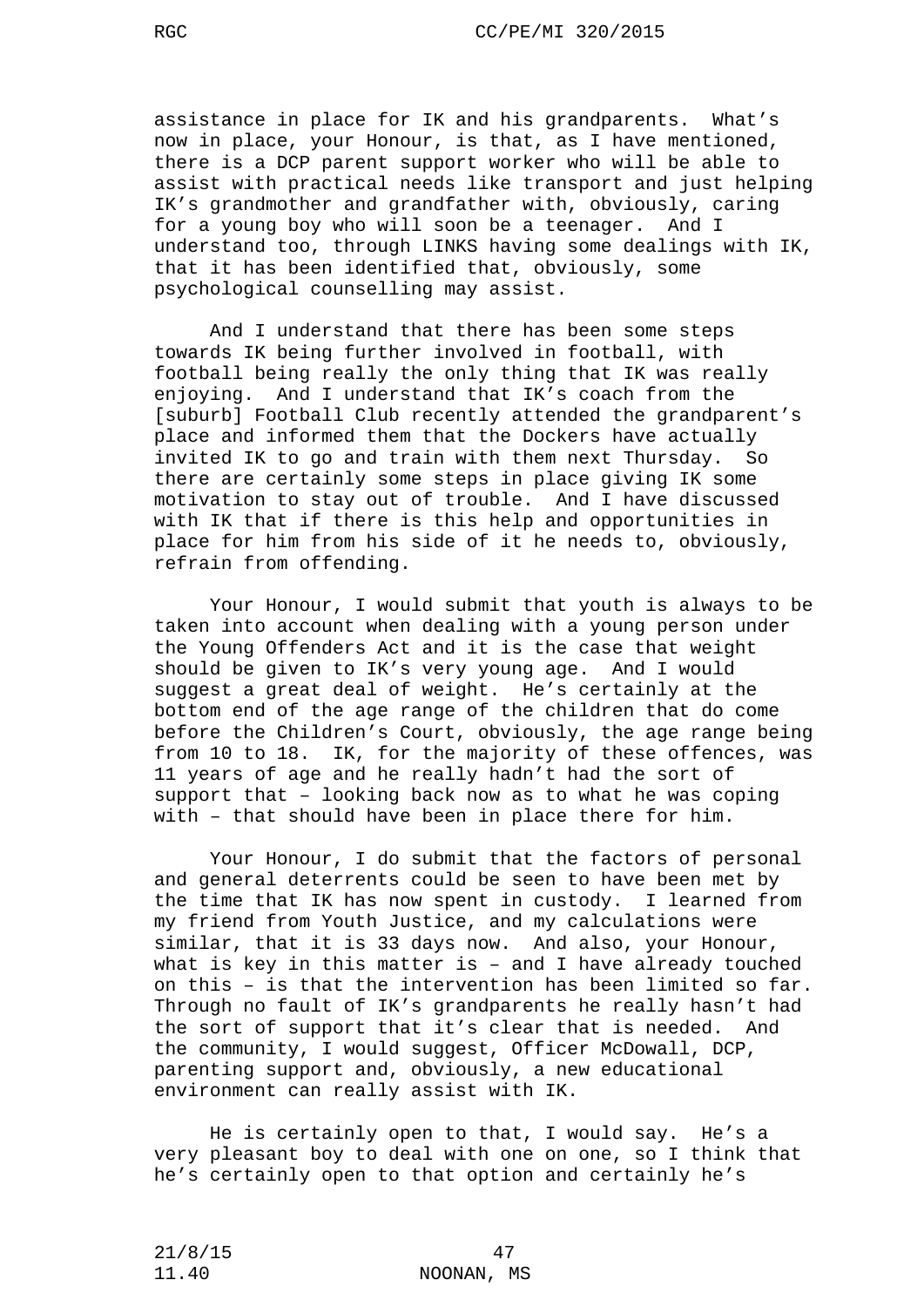assistance in place for IK and his grandparents. What's now in place, your Honour, is that, as I have mentioned, there is a DCP parent support worker who will be able to assist with practical needs like transport and just helping IK's grandmother and grandfather with, obviously, caring for a young boy who will soon be a teenager. And I understand too, through LINKS having some dealings with IK, that it has been identified that, obviously, some psychological counselling may assist.

And I understand that there has been some steps towards IK being further involved in football, with football being really the only thing that IK was really enjoying. And I understand that IK's coach from the [suburb] Football Club recently attended the grandparent's place and informed them that the Dockers have actually invited IK to go and train with them next Thursday. So there are certainly some steps in place giving IK some motivation to stay out of trouble. And I have discussed with IK that if there is this help and opportunities in place for him from his side of it he needs to, obviously, refrain from offending.

Your Honour, I would submit that youth is always to be taken into account when dealing with a young person under the Young Offenders Act and it is the case that weight should be given to IK's very young age. And I would suggest a great deal of weight. He's certainly at the bottom end of the age range of the children that do come before the Children's Court, obviously, the age range being from 10 to 18. IK, for the majority of these offences, was 11 years of age and he really hadn't had the sort of support that – looking back now as to what he was coping with – that should have been in place there for him.

Your Honour, I do submit that the factors of personal and general deterrents could be seen to have been met by the time that IK has now spent in custody. I learned from my friend from Youth Justice, and my calculations were similar, that it is 33 days now. And also, your Honour, what is key in this matter is – and I have already touched on this – is that the intervention has been limited so far. Through no fault of IK's grandparents he really hasn't had the sort of support that it's clear that is needed. And the community, I would suggest, Officer McDowall, DCP, parenting support and, obviously, a new educational environment can really assist with IK.

He is certainly open to that, I would say. He's a very pleasant boy to deal with one on one, so I think that he's certainly open to that option and certainly he's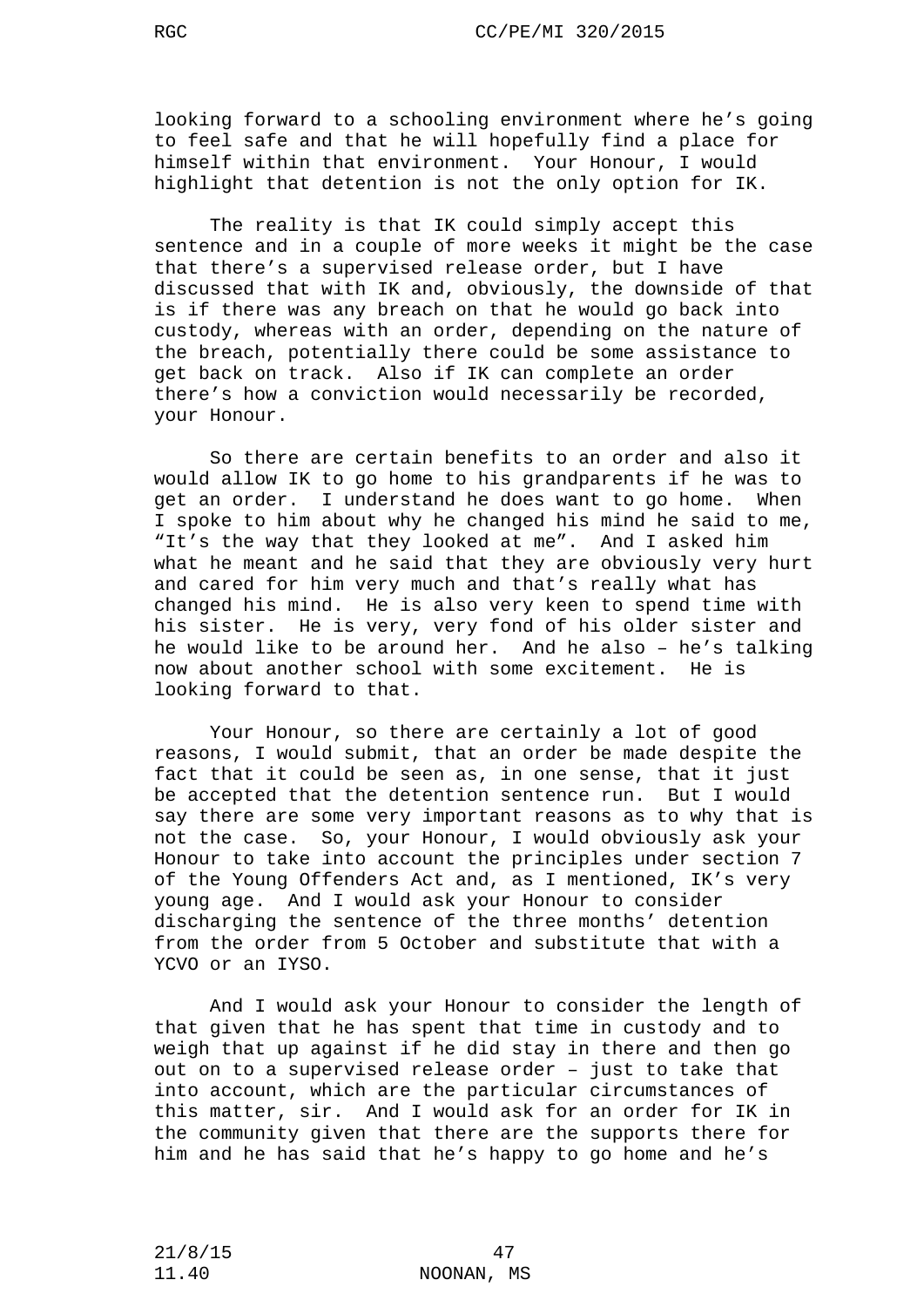looking forward to a schooling environment where he's going to feel safe and that he will hopefully find a place for himself within that environment. Your Honour, I would highlight that detention is not the only option for IK.

The reality is that IK could simply accept this sentence and in a couple of more weeks it might be the case that there's a supervised release order, but I have discussed that with IK and, obviously, the downside of that is if there was any breach on that he would go back into custody, whereas with an order, depending on the nature of the breach, potentially there could be some assistance to get back on track. Also if IK can complete an order there's how a conviction would necessarily be recorded, your Honour.

So there are certain benefits to an order and also it would allow IK to go home to his grandparents if he was to get an order. I understand he does want to go home. When I spoke to him about why he changed his mind he said to me, "It's the way that they looked at me". And I asked him what he meant and he said that they are obviously very hurt and cared for him very much and that's really what has changed his mind. He is also very keen to spend time with his sister. He is very, very fond of his older sister and he would like to be around her. And he also – he's talking now about another school with some excitement. He is looking forward to that.

Your Honour, so there are certainly a lot of good reasons, I would submit, that an order be made despite the fact that it could be seen as, in one sense, that it just be accepted that the detention sentence run. But I would say there are some very important reasons as to why that is not the case. So, your Honour, I would obviously ask your Honour to take into account the principles under section 7 of the Young Offenders Act and, as I mentioned, IK's very young age. And I would ask your Honour to consider discharging the sentence of the three months' detention from the order from 5 October and substitute that with a YCVO or an IYSO.

And I would ask your Honour to consider the length of that given that he has spent that time in custody and to weigh that up against if he did stay in there and then go out on to a supervised release order – just to take that into account, which are the particular circumstances of this matter, sir. And I would ask for an order for IK in the community given that there are the supports there for him and he has said that he's happy to go home and he's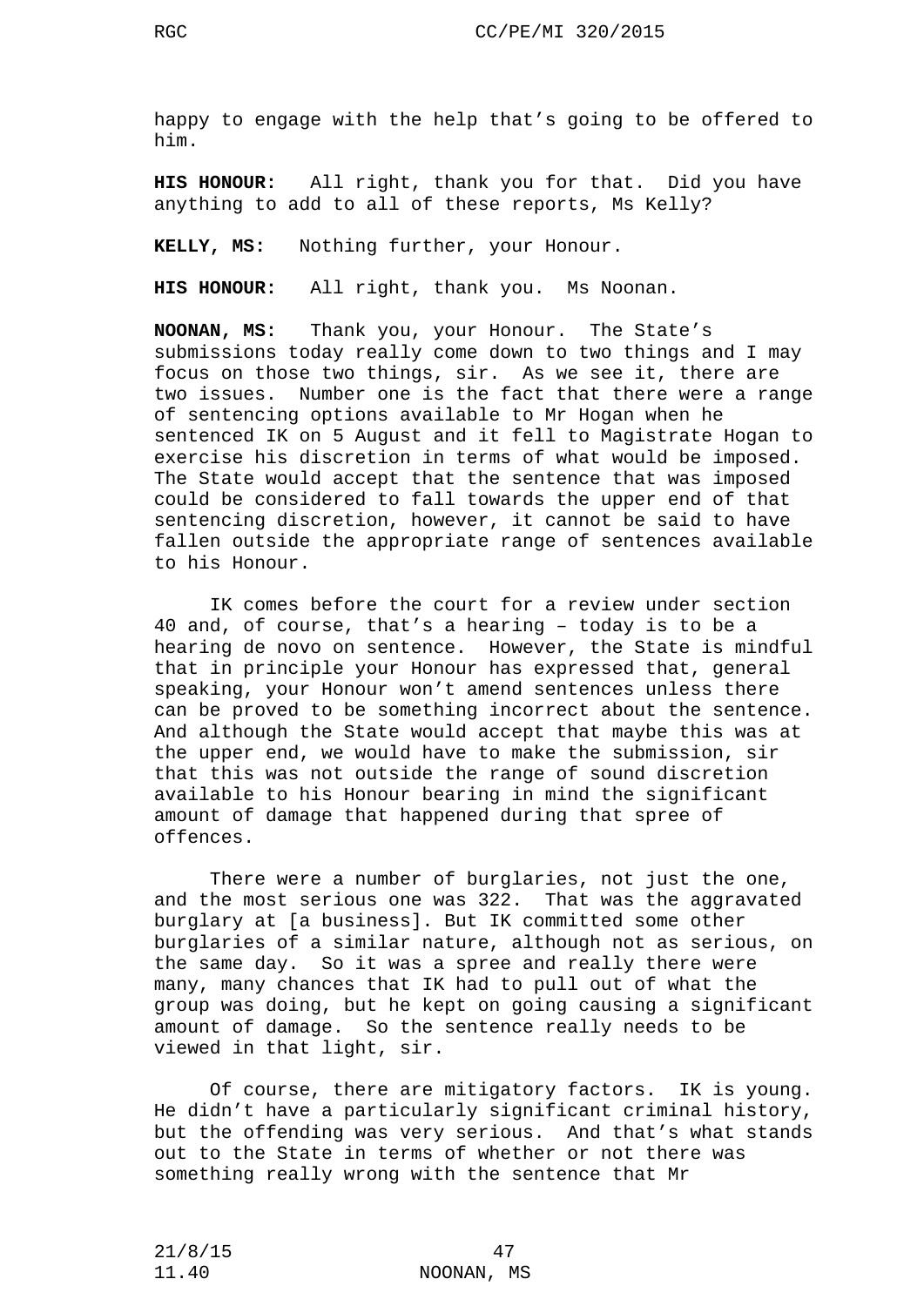happy to engage with the help that's going to be offered to him.

**HIS HONOUR:** All right, thank you for that. Did you have anything to add to all of these reports, Ms Kelly?

**KELLY, MS:** Nothing further, your Honour.

**HIS HONOUR:** All right, thank you. Ms Noonan.

**NOONAN, MS:** Thank you, your Honour. The State's submissions today really come down to two things and I may focus on those two things, sir. As we see it, there are two issues. Number one is the fact that there were a range of sentencing options available to Mr Hogan when he sentenced IK on 5 August and it fell to Magistrate Hogan to exercise his discretion in terms of what would be imposed. The State would accept that the sentence that was imposed could be considered to fall towards the upper end of that sentencing discretion, however, it cannot be said to have fallen outside the appropriate range of sentences available to his Honour.

IK comes before the court for a review under section 40 and, of course, that's a hearing – today is to be a hearing de novo on sentence. However, the State is mindful that in principle your Honour has expressed that, general speaking, your Honour won't amend sentences unless there can be proved to be something incorrect about the sentence. And although the State would accept that maybe this was at the upper end, we would have to make the submission, sir that this was not outside the range of sound discretion available to his Honour bearing in mind the significant amount of damage that happened during that spree of offences.

There were a number of burglaries, not just the one, and the most serious one was 322. That was the aggravated burglary at [a business]. But IK committed some other burglaries of a similar nature, although not as serious, on the same day. So it was a spree and really there were many, many chances that IK had to pull out of what the group was doing, but he kept on going causing a significant amount of damage. So the sentence really needs to be viewed in that light, sir.

Of course, there are mitigatory factors. IK is young. He didn't have a particularly significant criminal history, but the offending was very serious. And that's what stands out to the State in terms of whether or not there was something really wrong with the sentence that Mr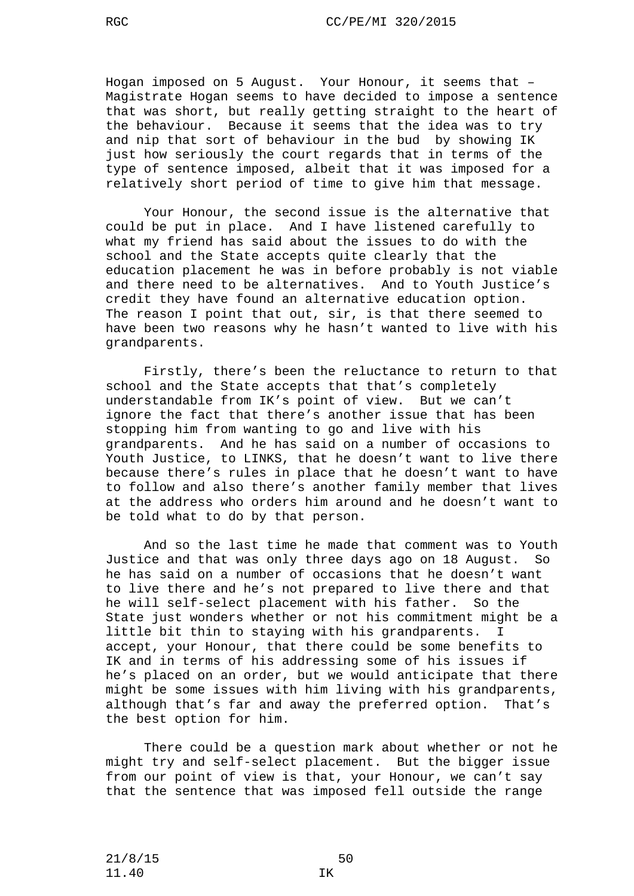Hogan imposed on 5 August. Your Honour, it seems that – Magistrate Hogan seems to have decided to impose a sentence that was short, but really getting straight to the heart of the behaviour. Because it seems that the idea was to try and nip that sort of behaviour in the bud by showing IK just how seriously the court regards that in terms of the type of sentence imposed, albeit that it was imposed for a relatively short period of time to give him that message.

Your Honour, the second issue is the alternative that could be put in place. And I have listened carefully to what my friend has said about the issues to do with the school and the State accepts quite clearly that the education placement he was in before probably is not viable and there need to be alternatives. And to Youth Justice's credit they have found an alternative education option. The reason I point that out, sir, is that there seemed to have been two reasons why he hasn't wanted to live with his grandparents.

Firstly, there's been the reluctance to return to that school and the State accepts that that's completely understandable from IK's point of view. But we can't ignore the fact that there's another issue that has been stopping him from wanting to go and live with his grandparents. And he has said on a number of occasions to Youth Justice, to LINKS, that he doesn't want to live there because there's rules in place that he doesn't want to have to follow and also there's another family member that lives at the address who orders him around and he doesn't want to be told what to do by that person.

And so the last time he made that comment was to Youth Justice and that was only three days ago on 18 August. So he has said on a number of occasions that he doesn't want to live there and he's not prepared to live there and that he will self-select placement with his father. So the State just wonders whether or not his commitment might be a little bit thin to staying with his grandparents. I accept, your Honour, that there could be some benefits to IK and in terms of his addressing some of his issues if he's placed on an order, but we would anticipate that there might be some issues with him living with his grandparents, although that's far and away the preferred option. That's the best option for him.

There could be a question mark about whether or not he might try and self-select placement. But the bigger issue from our point of view is that, your Honour, we can't say that the sentence that was imposed fell outside the range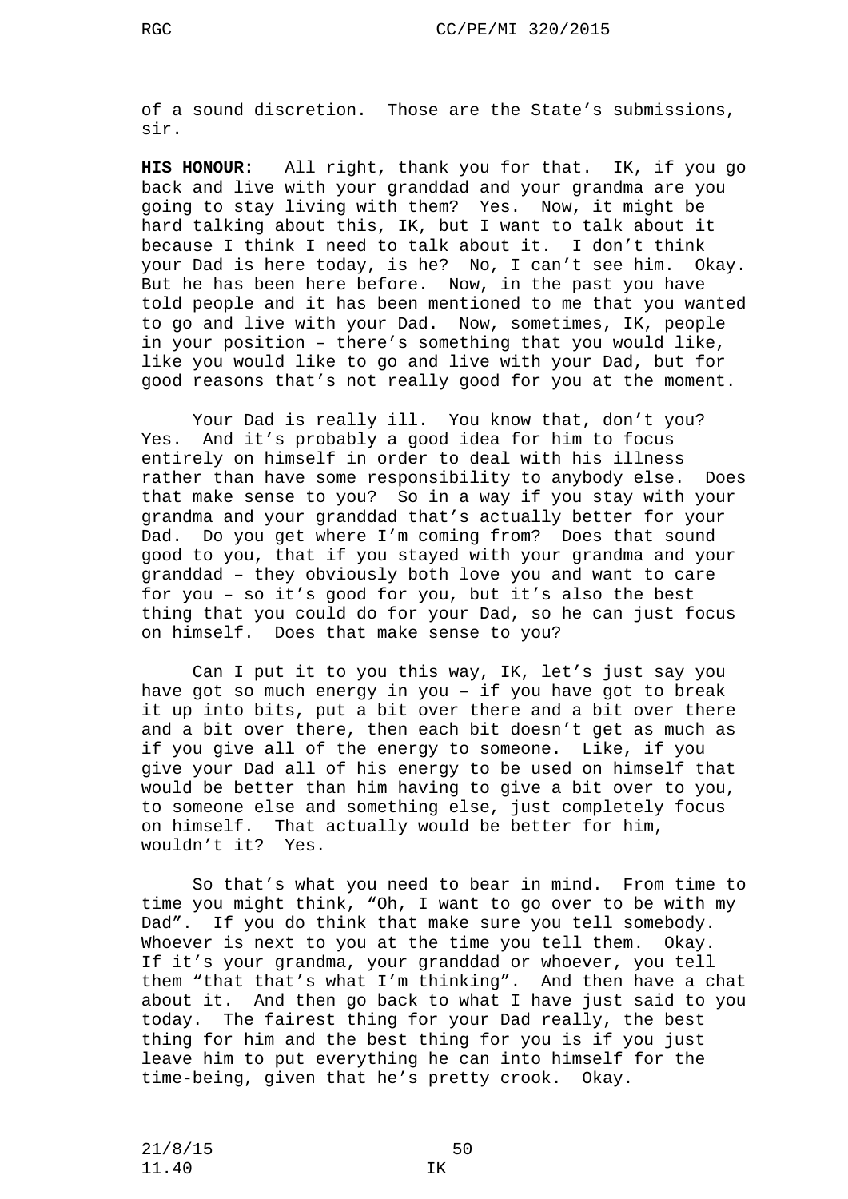of a sound discretion. Those are the State’s submissions, sir.

**HIS HONOUR:** All right, thank you for that. IK, if you go back and live with your granddad and your grandma are you going to stay living with them? Yes. Now, it might be hard talking about this, IK, but I want to talk about it because I think I need to talk about it. I don’t think your Dad is here today, is he? No, I can’t see him. Okay. But he has been here before. Now, in the past you have told people and it has been mentioned to me that you wanted to go and live with your Dad. Now, sometimes, IK, people in your position – there’s something that you would like, like you would like to go and live with your Dad, but for good reasons that’s not really good for you at the moment.

Your Dad is really ill. You know that, don’t you? Yes. And it’s probably a good idea for him to focus entirely on himself in order to deal with his illness rather than have some responsibility to anybody else. Does that make sense to you? So in a way if you stay with your grandma and your granddad that’s actually better for your Dad. Do you get where I’m coming from? Does that sound good to you, that if you stayed with your grandma and your granddad – they obviously both love you and want to care for you – so it’s good for you, but it’s also the best thing that you could do for your Dad, so he can just focus on himself. Does that make sense to you?

Can I put it to you this way, IK, let’s just say you have got so much energy in you – if you have got to break it up into bits, put a bit over there and a bit over there and a bit over there, then each bit doesn’t get as much as if you give all of the energy to someone. Like, if you give your Dad all of his energy to be used on himself that would be better than him having to give a bit over to you, to someone else and something else, just completely focus on himself. That actually would be better for him, wouldn’t it? Yes.

So that’s what you need to bear in mind. From time to time you might think, “Oh, I want to go over to be with my Dad”. If you do think that make sure you tell somebody. Whoever is next to you at the time you tell them. Okay. If it’s your grandma, your granddad or whoever, you tell them “that that’s what I’m thinking”. And then have a chat about it. And then go back to what I have just said to you today. The fairest thing for your Dad really, the best thing for him and the best thing for you is if you just leave him to put everything he can into himself for the time-being, given that he’s pretty crook. Okay.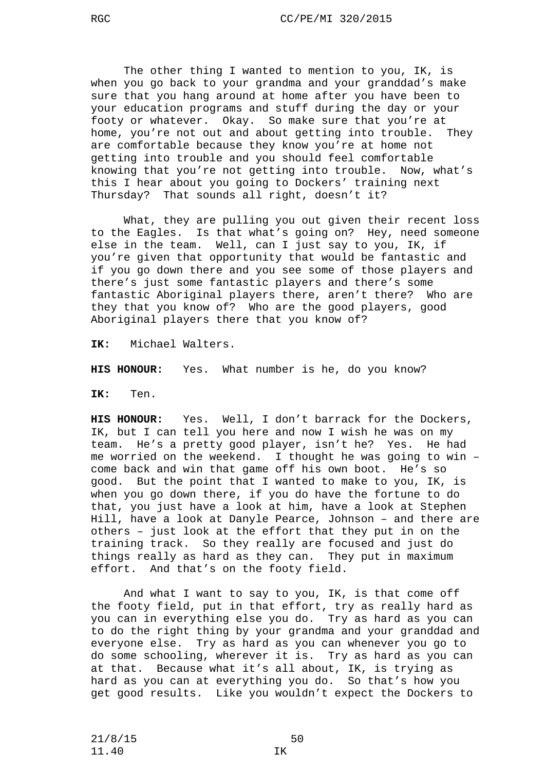The other thing I wanted to mention to you, IK, is when you go back to your grandma and your granddad's make sure that you hang around at home after you have been to your education programs and stuff during the day or your footy or whatever. Okay. So make sure that you're at home, you're not out and about getting into trouble. They are comfortable because they know you're at home not getting into trouble and you should feel comfortable knowing that you're not getting into trouble. Now, what's this I hear about you going to Dockers' training next Thursday? That sounds all right, doesn't it?

What, they are pulling you out given their recent loss to the Eagles. Is that what's going on? Hey, need someone else in the team. Well, can I just say to you, IK, if you're given that opportunity that would be fantastic and if you go down there and you see some of those players and there's just some fantastic players and there's some fantastic Aboriginal players there, aren't there? Who are they that you know of? Who are the good players, good Aboriginal players there that you know of?

**IK:** Michael Walters.

**HIS HONOUR:** Yes. What number is he, do you know?

**IK:** Ten.

**HIS HONOUR:** Yes. Well, I don't barrack for the Dockers, IK, but I can tell you here and now I wish he was on my team. He's a pretty good player, isn't he? Yes. He had me worried on the weekend. I thought he was going to win – come back and win that game off his own boot. He's so good. But the point that I wanted to make to you, IK, is when you go down there, if you do have the fortune to do that, you just have a look at him, have a look at Stephen Hill, have a look at Danyle Pearce, Johnson – and there are others – just look at the effort that they put in on the training track. So they really are focused and just do things really as hard as they can. They put in maximum effort. And that's on the footy field.

And what I want to say to you, IK, is that come off the footy field, put in that effort, try as really hard as you can in everything else you do. Try as hard as you can to do the right thing by your grandma and your granddad and everyone else. Try as hard as you can whenever you go to do some schooling, wherever it is. Try as hard as you can at that. Because what it's all about, IK, is trying as hard as you can at everything you do. So that's how you get good results. Like you wouldn't expect the Dockers to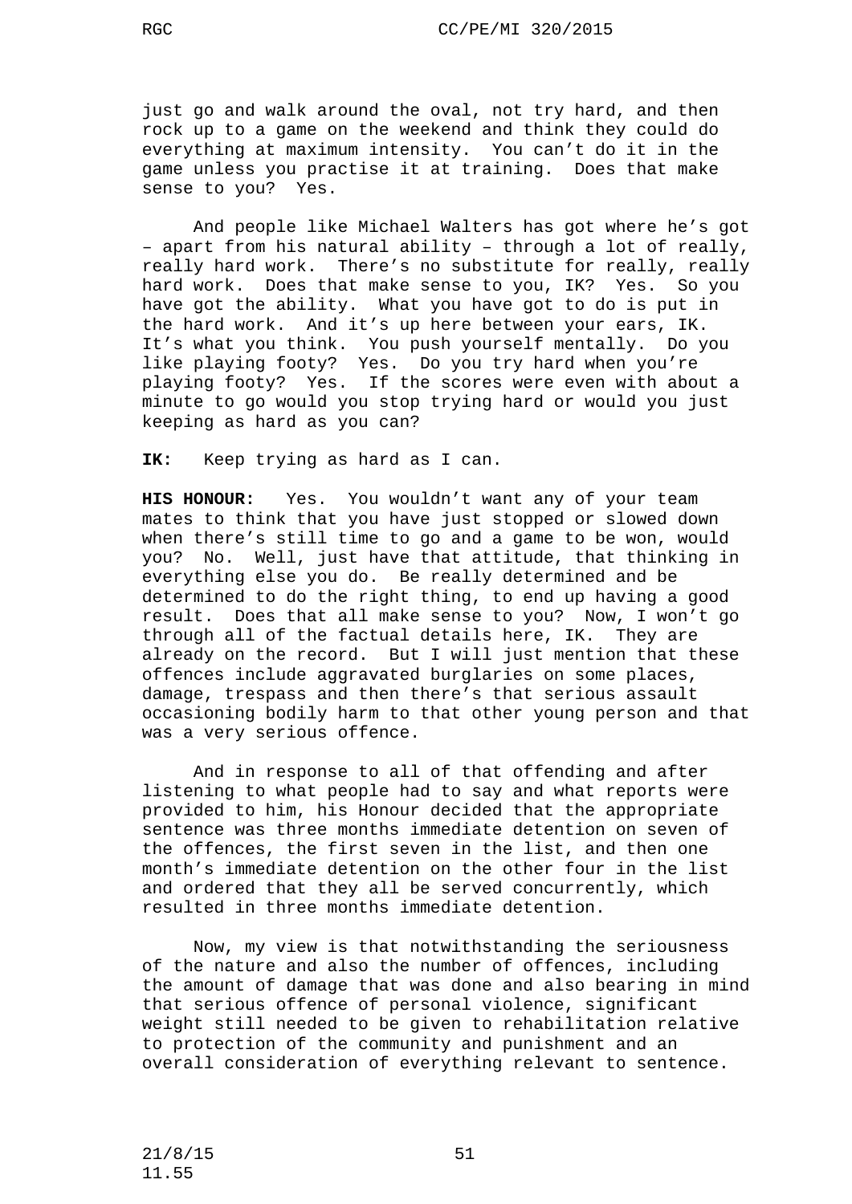just go and walk around the oval, not try hard, and then rock up to a game on the weekend and think they could do everything at maximum intensity. You can't do it in the game unless you practise it at training. Does that make sense to you? Yes.

And people like Michael Walters has got where he's got – apart from his natural ability – through a lot of really, really hard work. There's no substitute for really, really hard work. Does that make sense to you, IK? Yes. So you have got the ability. What you have got to do is put in the hard work. And it's up here between your ears, IK. It's what you think. You push yourself mentally. Do you like playing footy? Yes. Do you try hard when you're playing footy? Yes. If the scores were even with about a minute to go would you stop trying hard or would you just keeping as hard as you can?

**IK:** Keep trying as hard as I can.

**HIS HONOUR:** Yes. You wouldn't want any of your team mates to think that you have just stopped or slowed down when there's still time to go and a game to be won, would you? No. Well, just have that attitude, that thinking in everything else you do. Be really determined and be determined to do the right thing, to end up having a good result. Does that all make sense to you? Now, I won't go through all of the factual details here, IK. They are already on the record. But I will just mention that these offences include aggravated burglaries on some places, damage, trespass and then there's that serious assault occasioning bodily harm to that other young person and that was a very serious offence.

And in response to all of that offending and after listening to what people had to say and what reports were provided to him, his Honour decided that the appropriate sentence was three months immediate detention on seven of the offences, the first seven in the list, and then one month's immediate detention on the other four in the list and ordered that they all be served concurrently, which resulted in three months immediate detention.

Now, my view is that notwithstanding the seriousness of the nature and also the number of offences, including the amount of damage that was done and also bearing in mind that serious offence of personal violence, significant weight still needed to be given to rehabilitation relative to protection of the community and punishment and an overall consideration of everything relevant to sentence.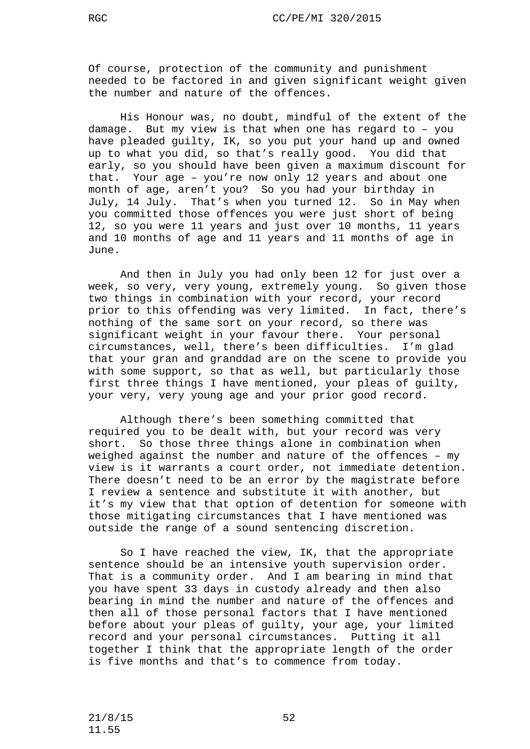Of course, protection of the community and punishment needed to be factored in and given significant weight given the number and nature of the offences.

His Honour was, no doubt, mindful of the extent of the damage. But my view is that when one has regard to – you have pleaded guilty, IK, so you put your hand up and owned up to what you did, so that's really good. You did that early, so you should have been given a maximum discount for that. Your age – you're now only 12 years and about one month of age, aren't you? So you had your birthday in July, 14 July. That's when you turned 12. So in May when you committed those offences you were just short of being 12, so you were 11 years and just over 10 months, 11 years and 10 months of age and 11 years and 11 months of age in June.

And then in July you had only been 12 for just over a week, so very, very young, extremely young. So given those two things in combination with your record, your record prior to this offending was very limited. In fact, there's nothing of the same sort on your record, so there was significant weight in your favour there. Your personal circumstances, well, there's been difficulties. I'm glad that your gran and granddad are on the scene to provide you with some support, so that as well, but particularly those first three things I have mentioned, your pleas of guilty, your very, very young age and your prior good record.

Although there's been something committed that required you to be dealt with, but your record was very short. So those three things alone in combination when weighed against the number and nature of the offences – my view is it warrants a court order, not immediate detention. There doesn't need to be an error by the magistrate before I review a sentence and substitute it with another, but it's my view that that option of detention for someone with those mitigating circumstances that I have mentioned was outside the range of a sound sentencing discretion.

So I have reached the view, IK, that the appropriate sentence should be an intensive youth supervision order. That is a community order. And I am bearing in mind that you have spent 33 days in custody already and then also bearing in mind the number and nature of the offences and then all of those personal factors that I have mentioned before about your pleas of guilty, your age, your limited record and your personal circumstances. Putting it all together I think that the appropriate length of the order is five months and that's to commence from today.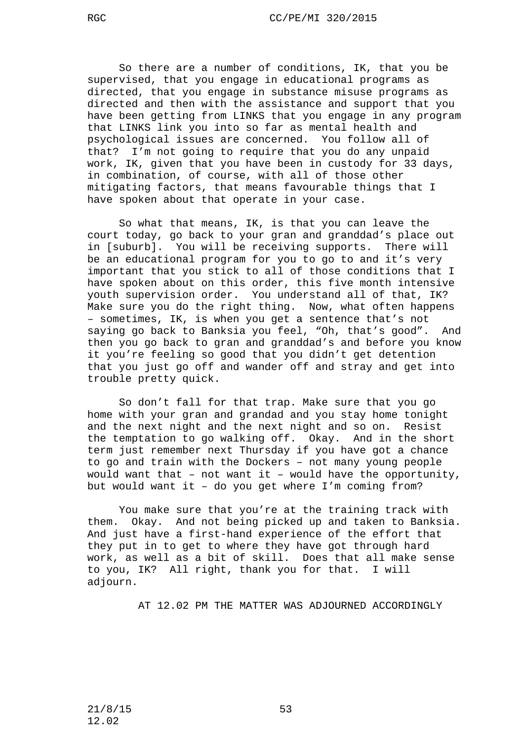So there are a number of conditions, IK, that you be supervised, that you engage in educational programs as directed, that you engage in substance misuse programs as directed and then with the assistance and support that you have been getting from LINKS that you engage in any program that LINKS link you into so far as mental health and psychological issues are concerned. You follow all of that? I'm not going to require that you do any unpaid work, IK, given that you have been in custody for 33 days, in combination, of course, with all of those other mitigating factors, that means favourable things that I have spoken about that operate in your case.

So what that means, IK, is that you can leave the court today, go back to your gran and granddad's place out in [suburb]. You will be receiving supports. There will be an educational program for you to go to and it's very important that you stick to all of those conditions that I have spoken about on this order, this five month intensive youth supervision order. You understand all of that, IK? Make sure you do the right thing. Now, what often happens – sometimes, IK, is when you get a sentence that's not saying go back to Banksia you feel, "Oh, that's good". And then you go back to gran and granddad's and before you know it you're feeling so good that you didn't get detention that you just go off and wander off and stray and get into trouble pretty quick.

So don't fall for that trap. Make sure that you go home with your gran and grandad and you stay home tonight and the next night and the next night and so on. Resist the temptation to go walking off. Okay. And in the short term just remember next Thursday if you have got a chance to go and train with the Dockers – not many young people would want that – not want it – would have the opportunity, but would want it – do you get where I'm coming from?

You make sure that you're at the training track with them. Okay. And not being picked up and taken to Banksia. And just have a first-hand experience of the effort that they put in to get to where they have got through hard work, as well as a bit of skill. Does that all make sense to you, IK? All right, thank you for that. I will adjourn.

AT 12.02 PM THE MATTER WAS ADJOURNED ACCORDINGLY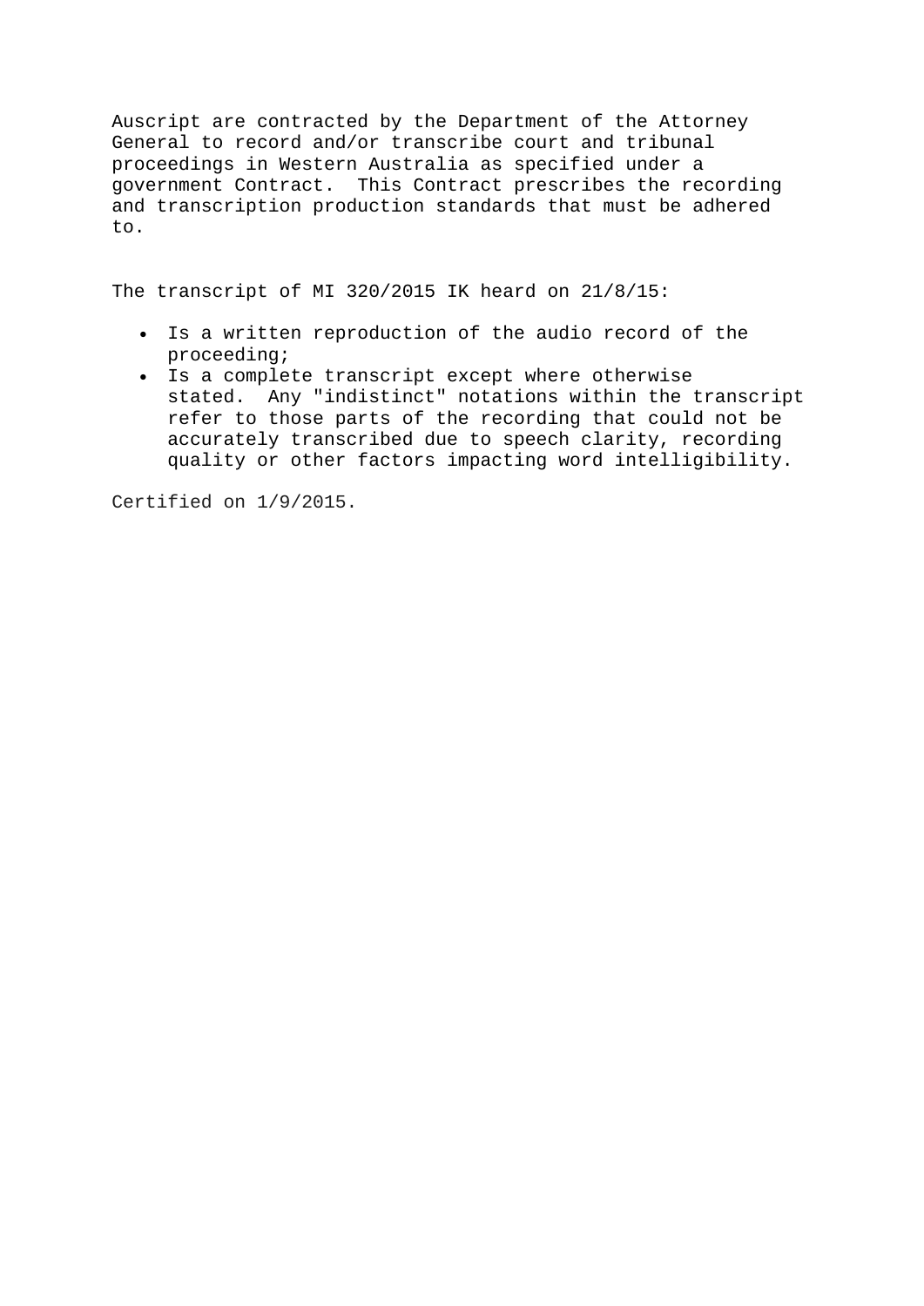Auscript are contracted by the Department of the Attorney General to record and/or transcribe court and tribunal proceedings in Western Australia as specified under a government Contract. This Contract prescribes the recording and transcription production standards that must be adhered to.

The transcript of MI 320/2015 IK heard on 21/8/15:

- Is a written reproduction of the audio record of the proceeding;
- Is a complete transcript except where otherwise stated. Any "indistinct" notations within the transcript refer to those parts of the recording that could not be accurately transcribed due to speech clarity, recording quality or other factors impacting word intelligibility.

Certified on 1/9/2015.